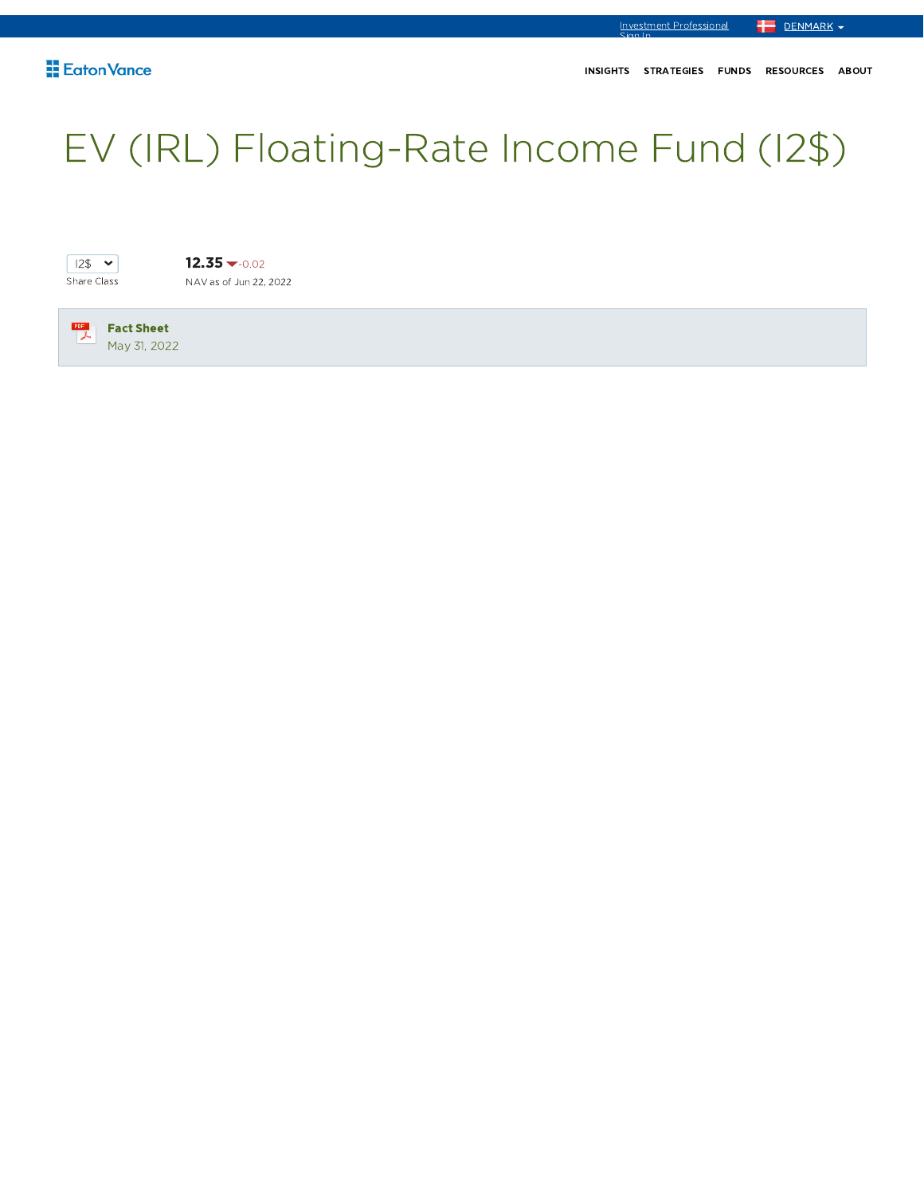Investment Professional Sign In

DENMARK

Eaton Vance

INSIGHTS STRATEGIES FUNDS RESOURCES ABOUT

# EV (IRL) Floating-Rate Income Fund (I2$)

I2$
Share Class

**12.35** -0.02
NAV as of Jun 22, 2022

**Fact Sheet**
May 31, 2022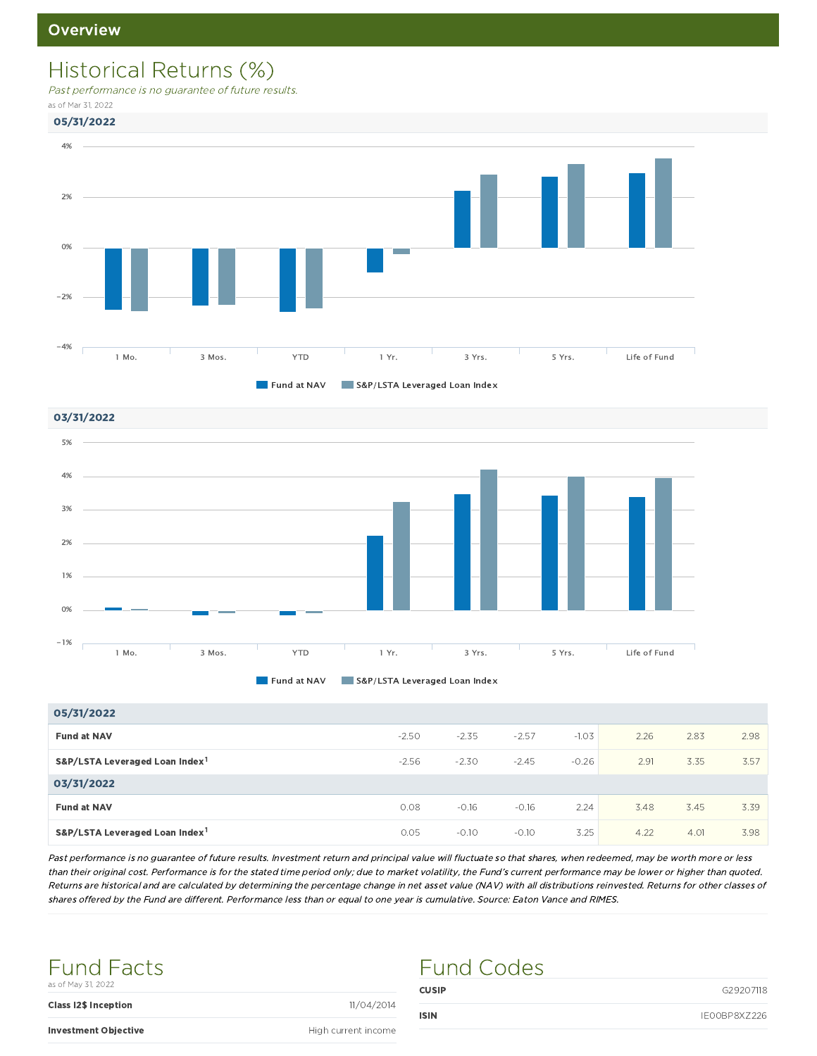## Overview

# Historical Returns (%)

*Past performance is no guarantee of future results.*

as of Mar 31, 2022

### 05/31/2022

| | 1 Mo. | 3 Mos. | YTD | 1 Yr. | 3 Yrs. | 5 Yrs. | Life of Fund |
|---|---|---|---|---|---|---|---|
| Fund at NAV | -2.50 | -2.35 | -2.57 | -1.03 | 2.26 | 2.83 | 2.98 |
| S&P/LSTA Leveraged Loan Index[1] | -2.56 | -2.30 | -2.45 | -0.26 | 2.91 | 3.35 | 3.57 |

### 03/31/2022

| | 1 Mo. | 3 Mos. | YTD | 1 Yr. | 3 Yrs. | 5 Yrs. | Life of Fund |
|---|---|---|---|---|---|---|---|
| Fund at NAV | 0.08 | -0.16 | -0.16 | 2.24 | 3.48 | 3.45 | 3.39 |
| S&P/LSTA Leveraged Loan Index[1] | 0.05 | -0.10 | -0.10 | 3.25 | 4.22 | 4.01 | 3.98 |

*Past performance is no guarantee of future results. Investment return and principal value will fluctuate so that shares, when redeemed, may be worth more or less than their original cost. Performance is for the stated time period only; due to market volatility, the Fund's current performance may be lower or higher than quoted. Returns are historical and are calculated by determining the percentage change in net asset value (NAV) with all distributions reinvested. Returns for other classes of shares offered by the Fund are different. Performance less than or equal to one year is cumulative. Source: Eaton Vance and RIMES.*

# Fund Facts

as of May 31, 2022

| | |
|---|---|
| **Class I2$ Inception** | 11/04/2014 |
| **Investment Objective** | High current income |

# Fund Codes

| | |
|---|---|
| **CUSIP** | G29207118 |
| **ISIN** | IE00BP8XZ226 |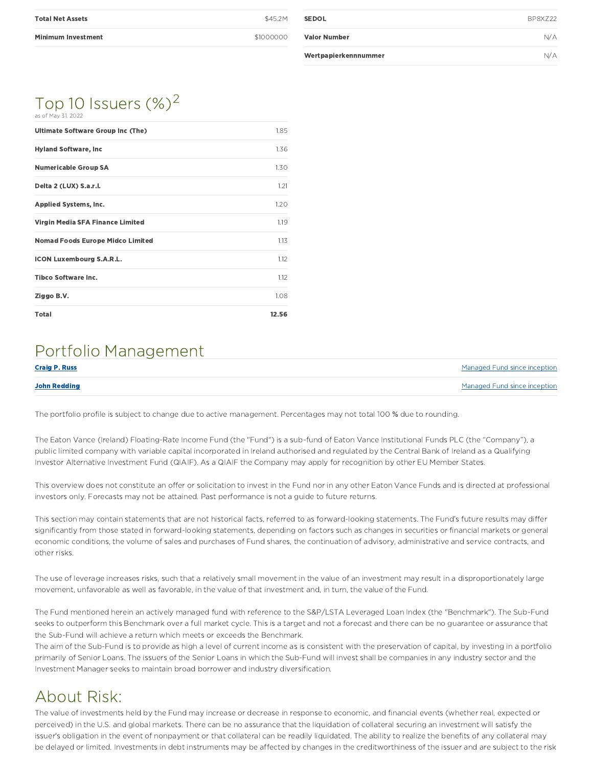| | |
|---|---|
| **Total Net Assets** | $45.2M |
| **Minimum Investment** | $1000000 |

| | |
|---|---|
| **SEDOL** | BP8XZ22 |
| **Valor Number** | N/A |
| **Wertpapierkennnummer** | N/A |

## Top 10 Issuers (%)[2]

as of May 31, 2022

| | |
|---|---|
| **Ultimate Software Group Inc (The)** | 1.85 |
| **Hyland Software, Inc** | 1.36 |
| **Numericable Group SA** | 1.30 |
| **Delta 2 (LUX) S.a.r.l.** | 1.21 |
| **Applied Systems, Inc.** | 1.20 |
| **Virgin Media SFA Finance Limited** | 1.19 |
| **Nomad Foods Europe Midco Limited** | 1.13 |
| **ICON Luxembourg S.A.R.L.** | 1.12 |
| **Tibco Software Inc.** | 1.12 |
| **Ziggo B.V.** | 1.08 |
| **Total** | **12.56** |

## Portfolio Management

| | |
|---|---|
| **Craig P. Russ** | Managed Fund since inception |
| **John Redding** | Managed Fund since inception |

The portfolio profile is subject to change due to active management. Percentages may not total 100 % due to rounding.

The Eaton Vance (Ireland) Floating-Rate Income Fund (the "Fund") is a sub-fund of Eaton Vance Institutional Funds PLC (the "Company"), a public limited company with variable capital incorporated in Ireland authorised and regulated by the Central Bank of Ireland as a Qualifying Investor Alternative Investment Fund (QIAIF). As a QIAIF the Company may apply for recognition by other EU Member States.

This overview does not constitute an offer or solicitation to invest in the Fund nor in any other Eaton Vance Funds and is directed at professional investors only. Forecasts may not be attained. Past performance is not a guide to future returns.

This section may contain statements that are not historical facts, referred to as forward-looking statements. The Fund's future results may differ significantly from those stated in forward-looking statements, depending on factors such as changes in securities or financial markets or general economic conditions, the volume of sales and purchases of Fund shares, the continuation of advisory, administrative and service contracts, and other risks.

The use of leverage increases risks, such that a relatively small movement in the value of an investment may result in a disproportionately large movement, unfavorable as well as favorable, in the value of that investment and, in turn, the value of the Fund.

The Fund mentioned herein an actively managed fund with reference to the S&P/LSTA Leveraged Loan Index (the "Benchmark"). The Sub-Fund seeks to outperform this Benchmark over a full market cycle. This is a target and not a forecast and there can be no guarantee or assurance that the Sub-Fund will achieve a return which meets or exceeds the Benchmark.
The aim of the Sub-Fund is to provide as high a level of current income as is consistent with the preservation of capital, by investing in a portfolio primarily of Senior Loans. The issuers of the Senior Loans in which the Sub-Fund will invest shall be companies in any industry sector and the Investment Manager seeks to maintain broad borrower and industry diversification.

## About Risk:

The value of investments held by the Fund may increase or decrease in response to economic, and financial events (whether real, expected or perceived) in the U.S. and global markets. There can be no assurance that the liquidation of collateral securing an investment will satisfy the issuer's obligation in the event of nonpayment or that collateral can be readily liquidated. The ability to realize the benefits of any collateral may be delayed or limited. Investments in debt instruments may be affected by changes in the creditworthiness of the issuer and are subject to the risk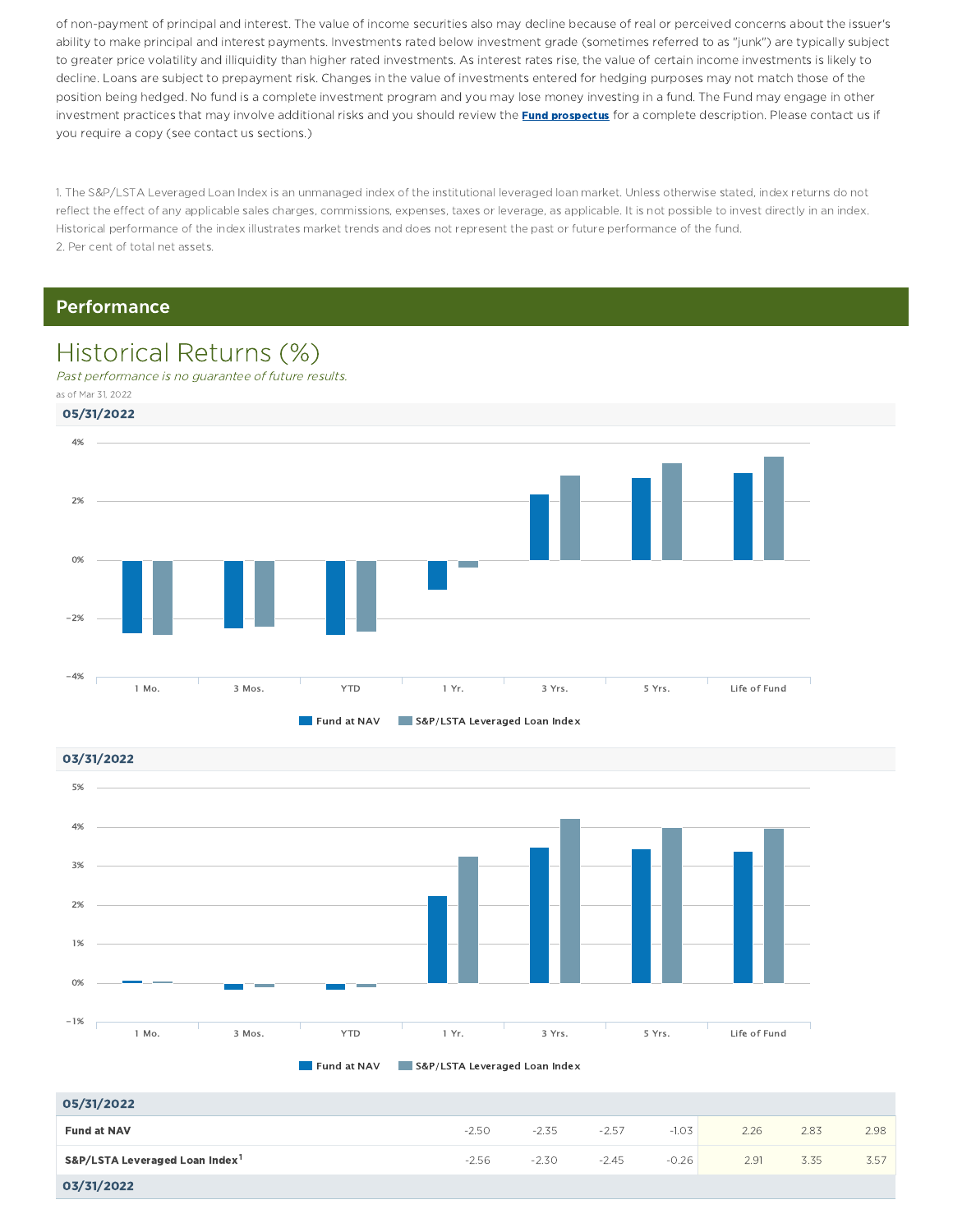of non-payment of principal and interest. The value of income securities also may decline because of real or perceived concerns about the issuer's ability to make principal and interest payments. Investments rated below investment grade (sometimes referred to as "junk") are typically subject to greater price volatility and illiquidity than higher rated investments. As interest rates rise, the value of certain income investments is likely to decline. Loans are subject to prepayment risk. Changes in the value of investments entered for hedging purposes may not match those of the position being hedged. No fund is a complete investment program and you may lose money investing in a fund. The Fund may engage in other investment practices that may involve additional risks and you should review the **Fund prospectus** for a complete description. Please contact us if you require a copy (see contact us sections.)

1. The S&P/LSTA Leveraged Loan Index is an unmanaged index of the institutional leveraged loan market. Unless otherwise stated, index returns do not reflect the effect of any applicable sales charges, commissions, expenses, taxes or leverage, as applicable. It is not possible to invest directly in an index. Historical performance of the index illustrates market trends and does not represent the past or future performance of the fund.
2. Per cent of total net assets.

## Performance

# Historical Returns (%)

*Past performance is no guarantee of future results.*

as of Mar 31, 2022

**05/31/2022**

Legend: Fund at NAV; S&P/LSTA Leveraged Loan Index

Categories: 1 Mo., 3 Mos., YTD, 1 Yr., 3 Yrs., 5 Yrs., Life of Fund

**03/31/2022**

Legend: Fund at NAV; S&P/LSTA Leveraged Loan Index

Categories: 1 Mo., 3 Mos., YTD, 1 Yr., 3 Yrs., 5 Yrs., Life of Fund

| 05/31/2022 | | | | | | | |
|---|---|---|---|---|---|---|---|
| **Fund at NAV** | -2.50 | -2.35 | -2.57 | -1.03 | 2.26 | 2.83 | 2.98 |
| **S&P/LSTA Leveraged Loan Index[1]** | -2.56 | -2.30 | -2.45 | -0.26 | 2.91 | 3.35 | 3.57 |
| **03/31/2022** | | | | | | | |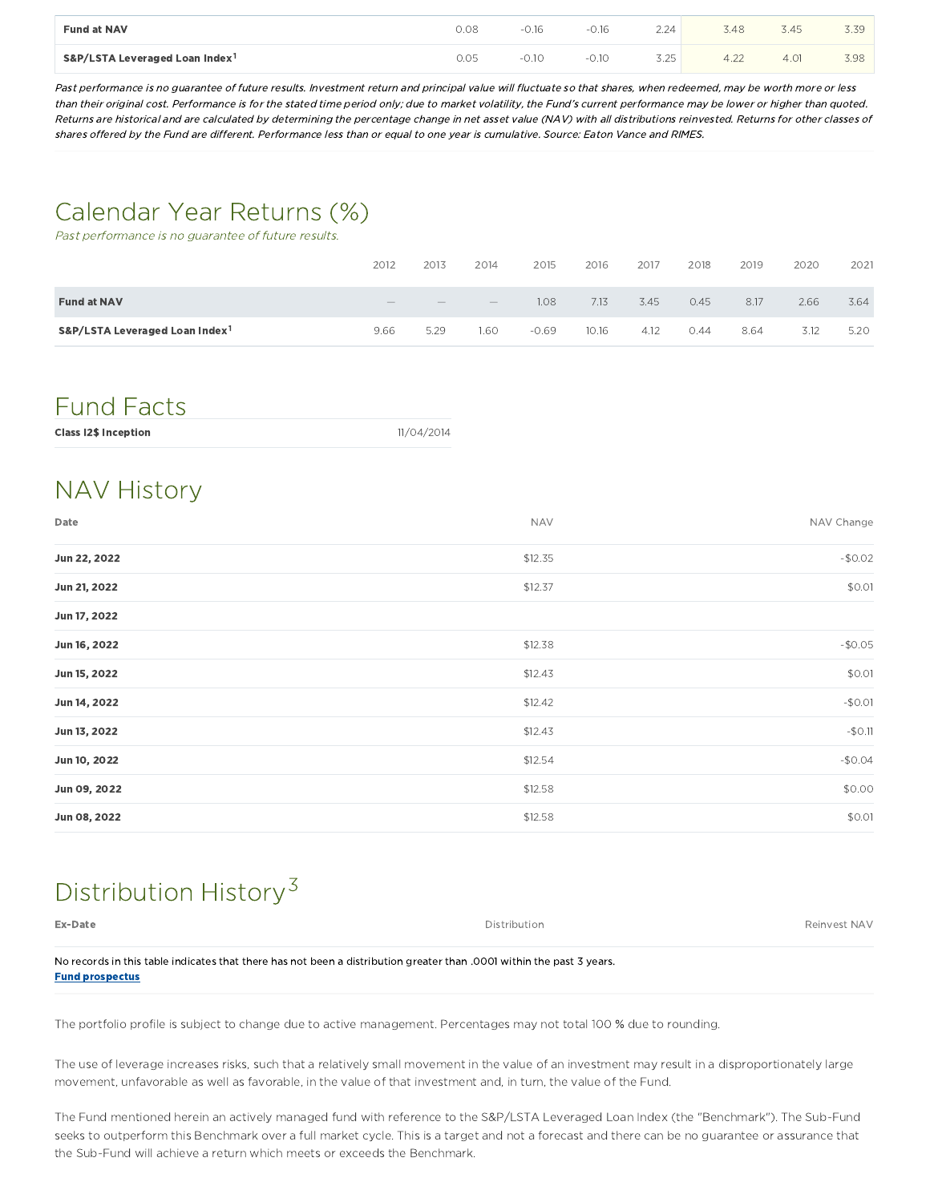| | | | | | | | |
|---|---|---|---|---|---|---|---|
| **Fund at NAV** | 0.08 | -0.16 | -0.16 | 2.24 | 3.48 | 3.45 | 3.39 |
| **S&P/LSTA Leveraged Loan Index**[1] | 0.05 | -0.10 | -0.10 | 3.25 | 4.22 | 4.01 | 3.98 |

*Past performance is no guarantee of future results. Investment return and principal value will fluctuate so that shares, when redeemed, may be worth more or less than their original cost. Performance is for the stated time period only; due to market volatility, the Fund's current performance may be lower or higher than quoted. Returns are historical and are calculated by determining the percentage change in net asset value (NAV) with all distributions reinvested. Returns for other classes of shares offered by the Fund are different. Performance less than or equal to one year is cumulative. Source: Eaton Vance and RIMES.*

## Calendar Year Returns (%)

*Past performance is no guarantee of future results.*

| | 2012 | 2013 | 2014 | 2015 | 2016 | 2017 | 2018 | 2019 | 2020 | 2021 |
|---|---|---|---|---|---|---|---|---|---|---|
| **Fund at NAV** | — | — | — | 1.08 | 7.13 | 3.45 | 0.45 | 8.17 | 2.66 | 3.64 |
| **S&P/LSTA Leveraged Loan Index**[1] | 9.66 | 5.29 | 1.60 | -0.69 | 10.16 | 4.12 | 0.44 | 8.64 | 3.12 | 5.20 |

## Fund Facts

| | |
|---|---|
| **Class I2$ Inception** | 11/04/2014 |

## NAV History

| Date | NAV | NAV Change |
|---|---|---|
| **Jun 22, 2022** | $12.35 | -$0.02 |
| **Jun 21, 2022** | $12.37 | $0.01 |
| **Jun 17, 2022** | | |
| **Jun 16, 2022** | $12.38 | -$0.05 |
| **Jun 15, 2022** | $12.43 | $0.01 |
| **Jun 14, 2022** | $12.42 | -$0.01 |
| **Jun 13, 2022** | $12.43 | -$0.11 |
| **Jun 10, 2022** | $12.54 | -$0.04 |
| **Jun 09, 2022** | $12.58 | $0.00 |
| **Jun 08, 2022** | $12.58 | $0.01 |

## Distribution History[3]

| Ex-Date | Distribution | Reinvest NAV |
|---|---|---|

No records in this table indicates that there has not been a distribution greater than .0001 within the past 3 years.
**Fund prospectus**

The portfolio profile is subject to change due to active management. Percentages may not total 100 % due to rounding.

The use of leverage increases risks, such that a relatively small movement in the value of an investment may result in a disproportionately large movement, unfavorable as well as favorable, in the value of that investment and, in turn, the value of the Fund.

The Fund mentioned herein an actively managed fund with reference to the S&P/LSTA Leveraged Loan Index (the "Benchmark"). The Sub-Fund seeks to outperform this Benchmark over a full market cycle. This is a target and not a forecast and there can be no guarantee or assurance that the Sub-Fund will achieve a return which meets or exceeds the Benchmark.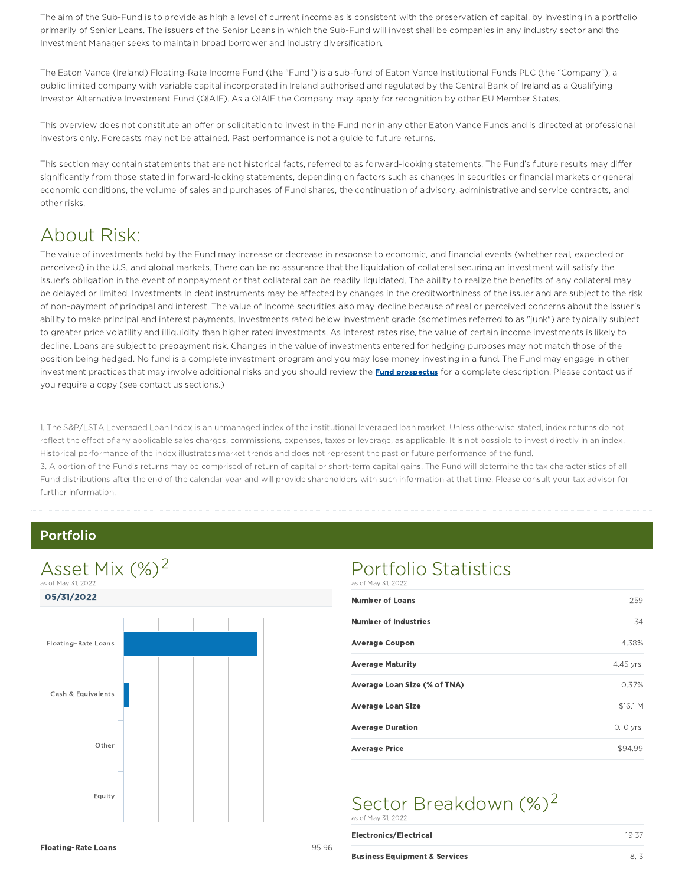The aim of the Sub-Fund is to provide as high a level of current income as is consistent with the preservation of capital, by investing in a portfolio primarily of Senior Loans. The issuers of the Senior Loans in which the Sub-Fund will invest shall be companies in any industry sector and the Investment Manager seeks to maintain broad borrower and industry diversification.

The Eaton Vance (Ireland) Floating-Rate Income Fund (the "Fund") is a sub-fund of Eaton Vance Institutional Funds PLC (the "Company"), a public limited company with variable capital incorporated in Ireland authorised and regulated by the Central Bank of Ireland as a Qualifying Investor Alternative Investment Fund (QIAIF). As a QIAIF the Company may apply for recognition by other EU Member States.

This overview does not constitute an offer or solicitation to invest in the Fund nor in any other Eaton Vance Funds and is directed at professional investors only. Forecasts may not be attained. Past performance is not a guide to future returns.

This section may contain statements that are not historical facts, referred to as forward-looking statements. The Fund's future results may differ significantly from those stated in forward-looking statements, depending on factors such as changes in securities or financial markets or general economic conditions, the volume of sales and purchases of Fund shares, the continuation of advisory, administrative and service contracts, and other risks.

## About Risk:

The value of investments held by the Fund may increase or decrease in response to economic, and financial events (whether real, expected or perceived) in the U.S. and global markets. There can be no assurance that the liquidation of collateral securing an investment will satisfy the issuer's obligation in the event of nonpayment or that collateral can be readily liquidated. The ability to realize the benefits of any collateral may be delayed or limited. Investments in debt instruments may be affected by changes in the creditworthiness of the issuer and are subject to the risk of non-payment of principal and interest. The value of income securities also may decline because of real or perceived concerns about the issuer's ability to make principal and interest payments. Investments rated below investment grade (sometimes referred to as "junk") are typically subject to greater price volatility and illiquidity than higher rated investments. As interest rates rise, the value of certain income investments is likely to decline. Loans are subject to prepayment risk. Changes in the value of investments entered for hedging purposes may not match those of the position being hedged. No fund is a complete investment program and you may lose money investing in a fund. The Fund may engage in other investment practices that may involve additional risks and you should review the **Fund prospectus** for a complete description. Please contact us if you require a copy (see contact us sections.)

1. The S&P/LSTA Leveraged Loan Index is an unmanaged index of the institutional leveraged loan market. Unless otherwise stated, index returns do not reflect the effect of any applicable sales charges, commissions, expenses, taxes or leverage, as applicable. It is not possible to invest directly in an index. Historical performance of the index illustrates market trends and does not represent the past or future performance of the fund.

3. A portion of the Fund's returns may be comprised of return of capital or short-term capital gains. The Fund will determine the tax characteristics of all Fund distributions after the end of the calendar year and will provide shareholders with such information at that time. Please consult your tax advisor for further information.

## Portfolio

### Asset Mix (%)[2]

as of May 31, 2022

**05/31/2022**

Floating-Rate Loans
Cash & Equivalents
Other
Equity

| | |
|---|---|
| **Floating-Rate Loans** | 95.96 |

### Portfolio Statistics

as of May 31, 2022

| | |
|---|---|
| **Number of Loans** | 259 |
| **Number of Industries** | 34 |
| **Average Coupon** | 4.38% |
| **Average Maturity** | 4.45 yrs. |
| **Average Loan Size (% of TNA)** | 0.37% |
| **Average Loan Size** | $16.1 M |
| **Average Duration** | 0.10 yrs. |
| **Average Price** | $94.99 |

### Sector Breakdown (%)[2]

as of May 31, 2022

| | |
|---|---|
| **Electronics/Electrical** | 19.37 |
| **Business Equipment & Services** | 8.13 |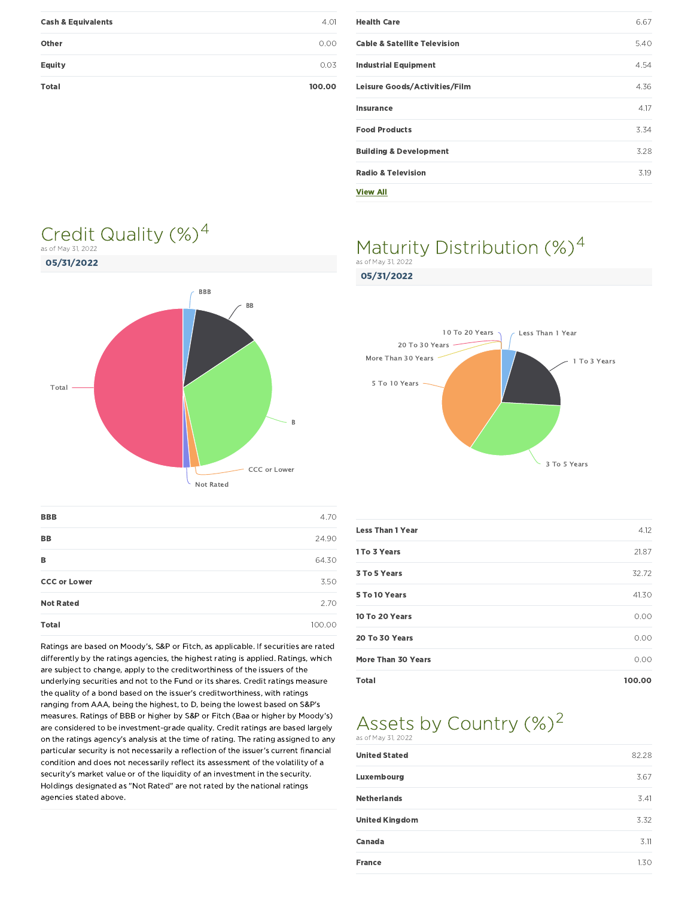| | |
|---|---|
| Cash & Equivalents | 4.01 |
| Other | 0.00 |
| Equity | 0.03 |
| **Total** | **100.00** |

| | |
|---|---|
| Health Care | 6.67 |
| Cable & Satellite Television | 5.40 |
| Industrial Equipment | 4.54 |
| Leisure Goods/Activities/Film | 4.36 |
| Insurance | 4.17 |
| Food Products | 3.34 |
| Building & Development | 3.28 |
| Radio & Television | 3.19 |

View All

## Credit Quality (%)[4]

as of May 31, 2022

**05/31/2022**

| | |
|---|---|
| BBB | 4.70 |
| BB | 24.90 |
| B | 64.30 |
| CCC or Lower | 3.50 |
| Not Rated | 2.70 |
| Total | 100.00 |

Ratings are based on Moody's, S&P or Fitch, as applicable. If securities are rated differently by the ratings agencies, the highest rating is applied. Ratings, which are subject to change, apply to the creditworthiness of the issuers of the underlying securities and not to the Fund or its shares. Credit ratings measure the quality of a bond based on the issuer's creditworthiness, with ratings ranging from AAA, being the highest, to D, being the lowest based on S&P's measures. Ratings of BBB or higher by S&P or Fitch (Baa or higher by Moody's) are considered to be investment-grade quality. Credit ratings are based largely on the ratings agency's analysis at the time of rating. The rating assigned to any particular security is not necessarily a reflection of the issuer's current financial condition and does not necessarily reflect its assessment of the volatility of a security's market value or of the liquidity of an investment in the security. Holdings designated as "Not Rated" are not rated by the national ratings agencies stated above.

## Maturity Distribution (%)[4]

as of May 31, 2022

**05/31/2022**

| | |
|---|---|
| Less Than 1 Year | 4.12 |
| 1 To 3 Years | 21.87 |
| 3 To 5 Years | 32.72 |
| 5 To 10 Years | 41.30 |
| 10 To 20 Years | 0.00 |
| 20 To 30 Years | 0.00 |
| More Than 30 Years | 0.00 |
| **Total** | **100.00** |

## Assets by Country (%)[2]

as of May 31, 2022

| | |
|---|---|
| United Stated | 82.28 |
| Luxembourg | 3.67 |
| Netherlands | 3.41 |
| United Kingdom | 3.32 |
| Canada | 3.11 |
| France | 1.30 |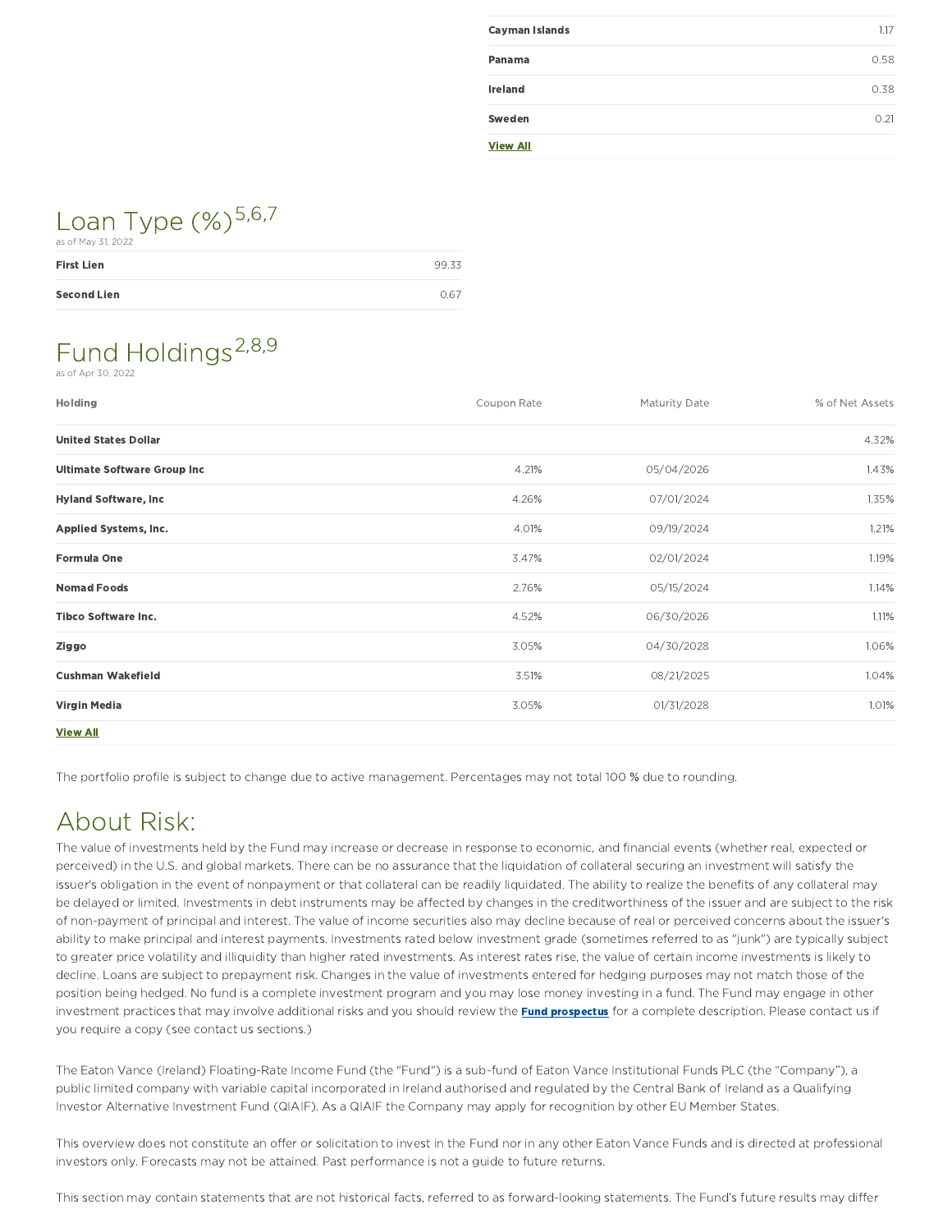| | |
|---|---|
| Cayman Islands | 1.17 |
| Panama | 0.58 |
| Ireland | 0.38 |
| Sweden | 0.21 |

View All

## Loan Type (%)[5,6,7]

as of May 31, 2022

| | |
|---|---|
| First Lien | 99.33 |
| Second Lien | 0.67 |

## Fund Holdings[2,8,9]

as of Apr 30, 2022

| Holding | Coupon Rate | Maturity Date | % of Net Assets |
|---|---|---|---|
| United States Dollar | | | 4.32% |
| Ultimate Software Group Inc | 4.21% | 05/04/2026 | 1.43% |
| Hyland Software, Inc | 4.26% | 07/01/2024 | 1.35% |
| Applied Systems, Inc. | 4.01% | 09/19/2024 | 1.21% |
| Formula One | 3.47% | 02/01/2024 | 1.19% |
| Nomad Foods | 2.76% | 05/15/2024 | 1.14% |
| Tibco Software Inc. | 4.52% | 06/30/2026 | 1.11% |
| Ziggo | 3.05% | 04/30/2028 | 1.06% |
| Cushman Wakefield | 3.51% | 08/21/2025 | 1.04% |
| Virgin Media | 3.05% | 01/31/2028 | 1.01% |

View All

The portfolio profile is subject to change due to active management. Percentages may not total 100 % due to rounding.

# About Risk:

The value of investments held by the Fund may increase or decrease in response to economic, and financial events (whether real, expected or perceived) in the U.S. and global markets. There can be no assurance that the liquidation of collateral securing an investment will satisfy the issuer's obligation in the event of nonpayment or that collateral can be readily liquidated. The ability to realize the benefits of any collateral may be delayed or limited. Investments in debt instruments may be affected by changes in the creditworthiness of the issuer and are subject to the risk of non-payment of principal and interest. The value of income securities also may decline because of real or perceived concerns about the issuer's ability to make principal and interest payments. Investments rated below investment grade (sometimes referred to as "junk") are typically subject to greater price volatility and illiquidity than higher rated investments. As interest rates rise, the value of certain income investments is likely to decline. Loans are subject to prepayment risk. Changes in the value of investments entered for hedging purposes may not match those of the position being hedged. No fund is a complete investment program and you may lose money investing in a fund. The Fund may engage in other investment practices that may involve additional risks and you should review the **Fund prospectus** for a complete description. Please contact us if you require a copy (see contact us sections.)

The Eaton Vance (Ireland) Floating-Rate Income Fund (the "Fund") is a sub-fund of Eaton Vance Institutional Funds PLC (the "Company"), a public limited company with variable capital incorporated in Ireland authorised and regulated by the Central Bank of Ireland as a Qualifying Investor Alternative Investment Fund (QIAIF). As a QIAIF the Company may apply for recognition by other EU Member States.

This overview does not constitute an offer or solicitation to invest in the Fund nor in any other Eaton Vance Funds and is directed at professional investors only. Forecasts may not be attained. Past performance is not a guide to future returns.

This section may contain statements that are not historical facts, referred to as forward-looking statements. The Fund's future results may differ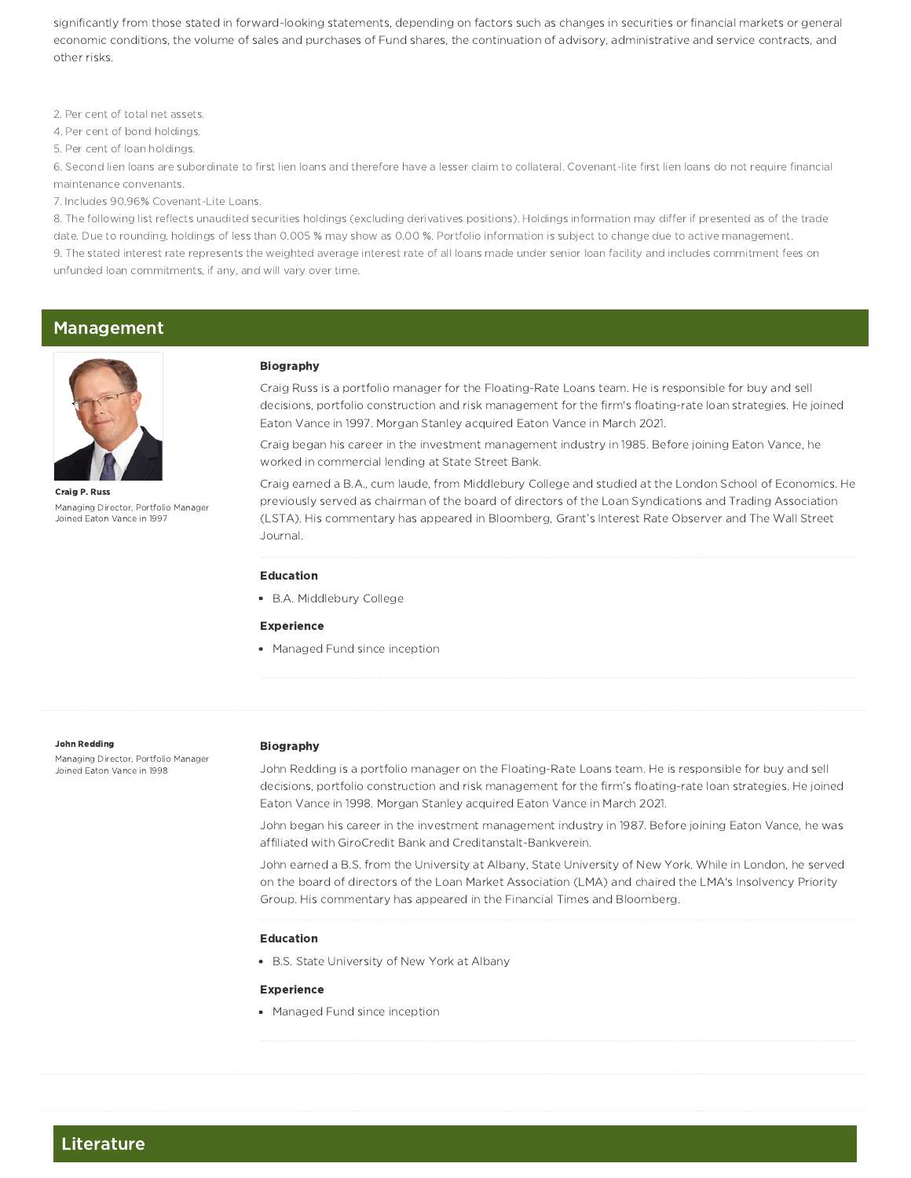significantly from those stated in forward-looking statements, depending on factors such as changes in securities or financial markets or general economic conditions, the volume of sales and purchases of Fund shares, the continuation of advisory, administrative and service contracts, and other risks.

2. Per cent of total net assets.
4. Per cent of bond holdings.
5. Per cent of loan holdings.
6. Second lien loans are subordinate to first lien loans and therefore have a lesser claim to collateral. Covenant-lite first lien loans do not require financial maintenance convenants.
7. Includes 90.96% Covenant-Lite Loans.
8. The following list reflects unaudited securities holdings (excluding derivatives positions). Holdings information may differ if presented as of the trade date. Due to rounding, holdings of less than 0.005 % may show as 0.00 %. Portfolio information is subject to change due to active management.
9. The stated interest rate represents the weighted average interest rate of all loans made under senior loan facility and includes commitment fees on unfunded loan commitments, if any, and will vary over time.

## Management

**Craig P. Russ**
Managing Director, Portfolio Manager
Joined Eaton Vance in 1997

### Biography

Craig Russ is a portfolio manager for the Floating-Rate Loans team. He is responsible for buy and sell decisions, portfolio construction and risk management for the firm's floating-rate loan strategies. He joined Eaton Vance in 1997. Morgan Stanley acquired Eaton Vance in March 2021.

Craig began his career in the investment management industry in 1985. Before joining Eaton Vance, he worked in commercial lending at State Street Bank.

Craig earned a B.A., cum laude, from Middlebury College and studied at the London School of Economics. He previously served as chairman of the board of directors of the Loan Syndications and Trading Association (LSTA). His commentary has appeared in Bloomberg, Grant's Interest Rate Observer and The Wall Street Journal.

### Education

- B.A. Middlebury College

### Experience

- Managed Fund since inception

**John Redding**
Managing Director, Portfolio Manager
Joined Eaton Vance in 1998

### Biography

John Redding is a portfolio manager on the Floating-Rate Loans team. He is responsible for buy and sell decisions, portfolio construction and risk management for the firm's floating-rate loan strategies. He joined Eaton Vance in 1998. Morgan Stanley acquired Eaton Vance in March 2021.

John began his career in the investment management industry in 1987. Before joining Eaton Vance, he was affiliated with GiroCredit Bank and Creditanstalt-Bankverein.

John earned a B.S. from the University at Albany, State University of New York. While in London, he served on the board of directors of the Loan Market Association (LMA) and chaired the LMA's Insolvency Priority Group. His commentary has appeared in the Financial Times and Bloomberg.

### Education

- B.S. State University of New York at Albany

### Experience

- Managed Fund since inception

## Literature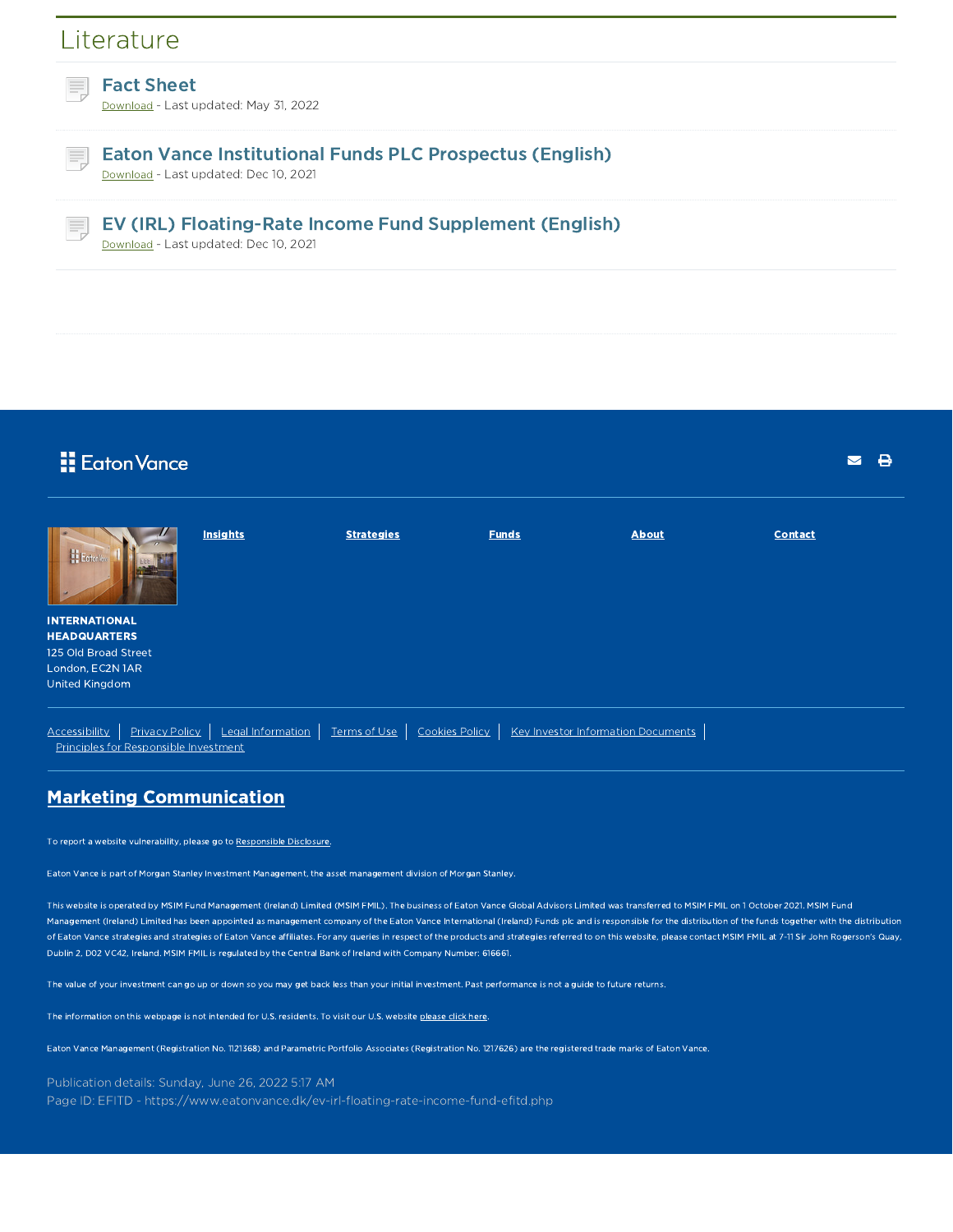## Literature

### Fact Sheet

Download - Last updated: May 31, 2022

### Eaton Vance Institutional Funds PLC Prospectus (English)

Download - Last updated: Dec 10, 2021

### EV (IRL) Floating-Rate Income Fund Supplement (English)

Download - Last updated: Dec 10, 2021

Eaton Vance

Insights | Strategies | Funds | About | Contact

**INTERNATIONAL HEADQUARTERS**
125 Old Broad Street
London, EC2N 1AR
United Kingdom

Accessibility | Privacy Policy | Legal Information | Terms of Use | Cookies Policy | Key Investor Information Documents | Principles for Responsible Investment

## Marketing Communication

To report a website vulnerability, please go to Responsible Disclosure.

Eaton Vance is part of Morgan Stanley Investment Management, the asset management division of Morgan Stanley.

This website is operated by MSIM Fund Management (Ireland) Limited (MSIM FMIL). The business of Eaton Vance Global Advisors Limited was transferred to MSIM FMIL on 1 October 2021. MSIM Fund Management (Ireland) Limited has been appointed as management company of the Eaton Vance International (Ireland) Funds plc and is responsible for the distribution of the funds together with the distribution of Eaton Vance strategies and strategies of Eaton Vance affiliates. For any queries in respect of the products and strategies referred to on this website, please contact MSIM FMIL at 7-11 Sir John Rogerson's Quay, Dublin 2, D02 VC42, Ireland. MSIM FMIL is regulated by the Central Bank of Ireland with Company Number: 616661.

The value of your investment can go up or down so you may get back less than your initial investment. Past performance is not a guide to future returns.

The information on this webpage is not intended for U.S. residents. To visit our U.S. website please click here.

Eaton Vance Management (Registration No. 1121368) and Parametric Portfolio Associates (Registration No. 1217626) are the registered trade marks of Eaton Vance.

Publication details: Sunday, June 26, 2022 5:17 AM
Page ID: EFITD - https://www.eatonvance.dk/ev-irl-floating-rate-income-fund-efitd.php